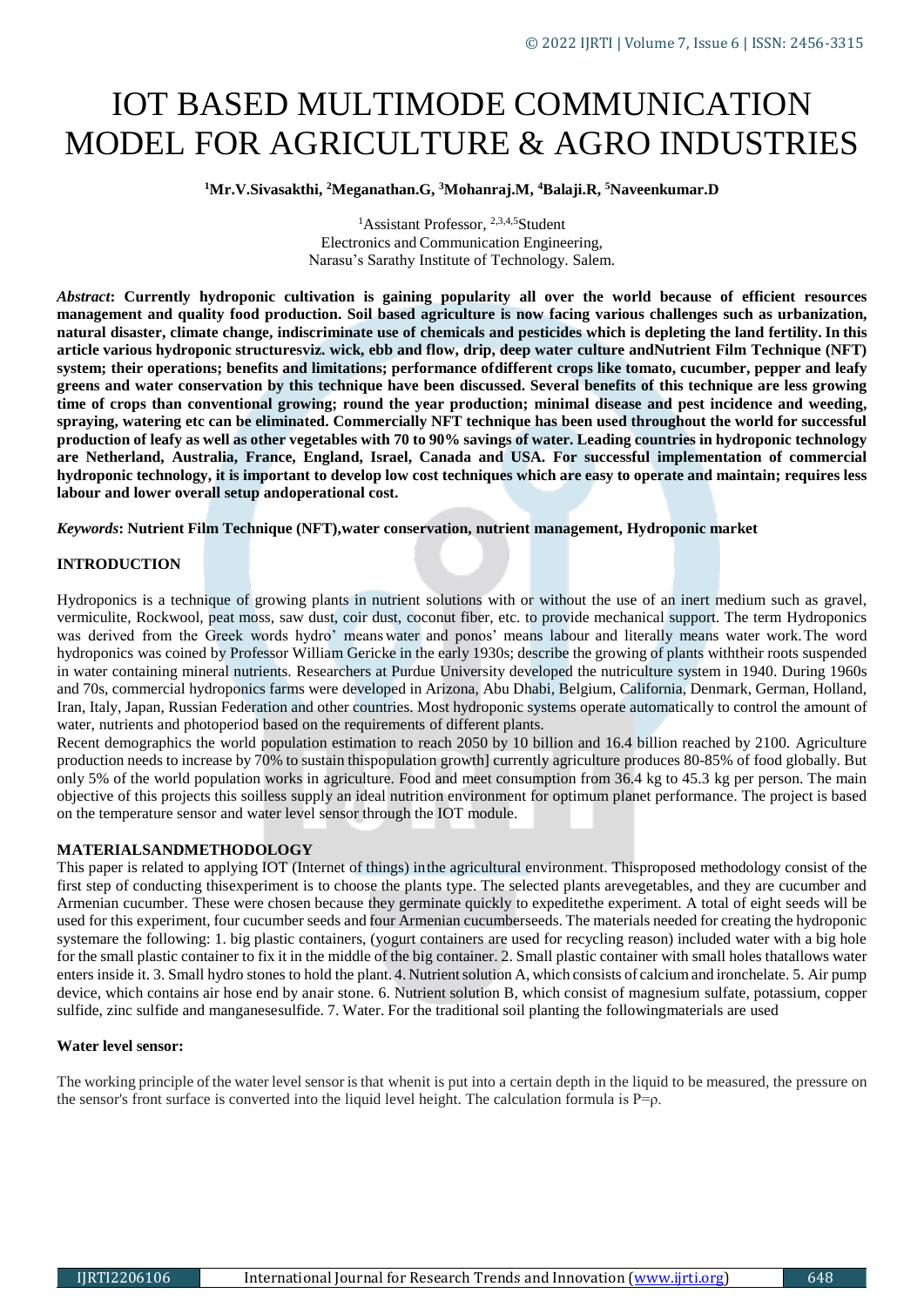# IOT BASED MULTIMODE COMMUNICATION MODEL FOR AGRICULTURE & AGRO INDUSTRIES

**[1]Mr.V.Sivasakthi, [2]Meganathan.G, [3]Mohanraj.M, [4]Balaji.R, [5]Naveenkumar.D**

[1]Assistant Professor, [2,3,4,5]Student
Electronics and Communication Engineering,
Narasu's Sarathy Institute of Technology. Salem.

***Abstract*: Currently hydroponic cultivation is gaining popularity all over the world because of efficient resources management and quality food production. Soil based agriculture is now facing various challenges such as urbanization, natural disaster, climate change, indiscriminate use of chemicals and pesticides which is depleting the land fertility. In this article various hydroponic structuresviz. wick, ebb and flow, drip, deep water culture andNutrient Film Technique (NFT) system; their operations; benefits and limitations; performance ofdifferent crops like tomato, cucumber, pepper and leafy greens and water conservation by this technique have been discussed. Several benefits of this technique are less growing time of crops than conventional growing; round the year production; minimal disease and pest incidence and weeding, spraying, watering etc can be eliminated. Commercially NFT technique has been used throughout the world for successful production of leafy as well as other vegetables with 70 to 90% savings of water. Leading countries in hydroponic technology are Netherland, Australia, France, England, Israel, Canada and USA. For successful implementation of commercial hydroponic technology, it is important to develop low cost techniques which are easy to operate and maintain; requires less labour and lower overall setup andoperational cost.**

***Keywords*: Nutrient Film Technique (NFT),water conservation, nutrient management, Hydroponic market**

## INTRODUCTION

Hydroponics is a technique of growing plants in nutrient solutions with or without the use of an inert medium such as gravel, vermiculite, Rockwool, peat moss, saw dust, coir dust, coconut fiber, etc. to provide mechanical support. The term Hydroponics was derived from the Greek words hydro' means water and ponos' means labour and literally means water work. The word hydroponics was coined by Professor William Gericke in the early 1930s; describe the growing of plants withtheir roots suspended in water containing mineral nutrients. Researchers at Purdue University developed the nutriculture system in 1940. During 1960s and 70s, commercial hydroponics farms were developed in Arizona, Abu Dhabi, Belgium, California, Denmark, German, Holland, Iran, Italy, Japan, Russian Federation and other countries. Most hydroponic systems operate automatically to control the amount of water, nutrients and photoperiod based on the requirements of different plants.

Recent demographics the world population estimation to reach 2050 by 10 billion and 16.4 billion reached by 2100. Agriculture production needs to increase by 70% to sustain thispopulation growth] currently agriculture produces 80-85% of food globally. But only 5% of the world population works in agriculture. Food and meet consumption from 36.4 kg to 45.3 kg per person. The main objective of this projects this soilless supply an ideal nutrition environment for optimum planet performance. The project is based on the temperature sensor and water level sensor through the IOT module.

## MATERIALSANDMETHODOLOGY

This paper is related to applying IOT (Internet of things) inthe agricultural environment. Thisproposed methodology consist of the first step of conducting thisexperiment is to choose the plants type. The selected plants arevegetables, and they are cucumber and Armenian cucumber. These were chosen because they germinate quickly to expeditethe experiment. A total of eight seeds will be used for this experiment, four cucumber seeds and four Armenian cucumberseeds. The materials needed for creating the hydroponic systemare the following: 1. big plastic containers, (yogurt containers are used for recycling reason) included water with a big hole for the small plastic container to fix it in the middle of the big container. 2. Small plastic container with small holes thatallows water enters inside it. 3. Small hydro stones to hold the plant. 4. Nutrient solution A, which consists of calcium and ironchelate. 5. Air pump device, which contains air hose end by anair stone. 6. Nutrient solution B, which consist of magnesium sulfate, potassium, copper sulfide, zinc sulfide and manganesesulfide. 7. Water. For the traditional soil planting the followingmaterials are used

### Water level sensor:

The working principle of the water level sensor is that whenit is put into a certain depth in the liquid to be measured, the pressure on the sensor's front surface is converted into the liquid level height. The calculation formula is $P=\rho$.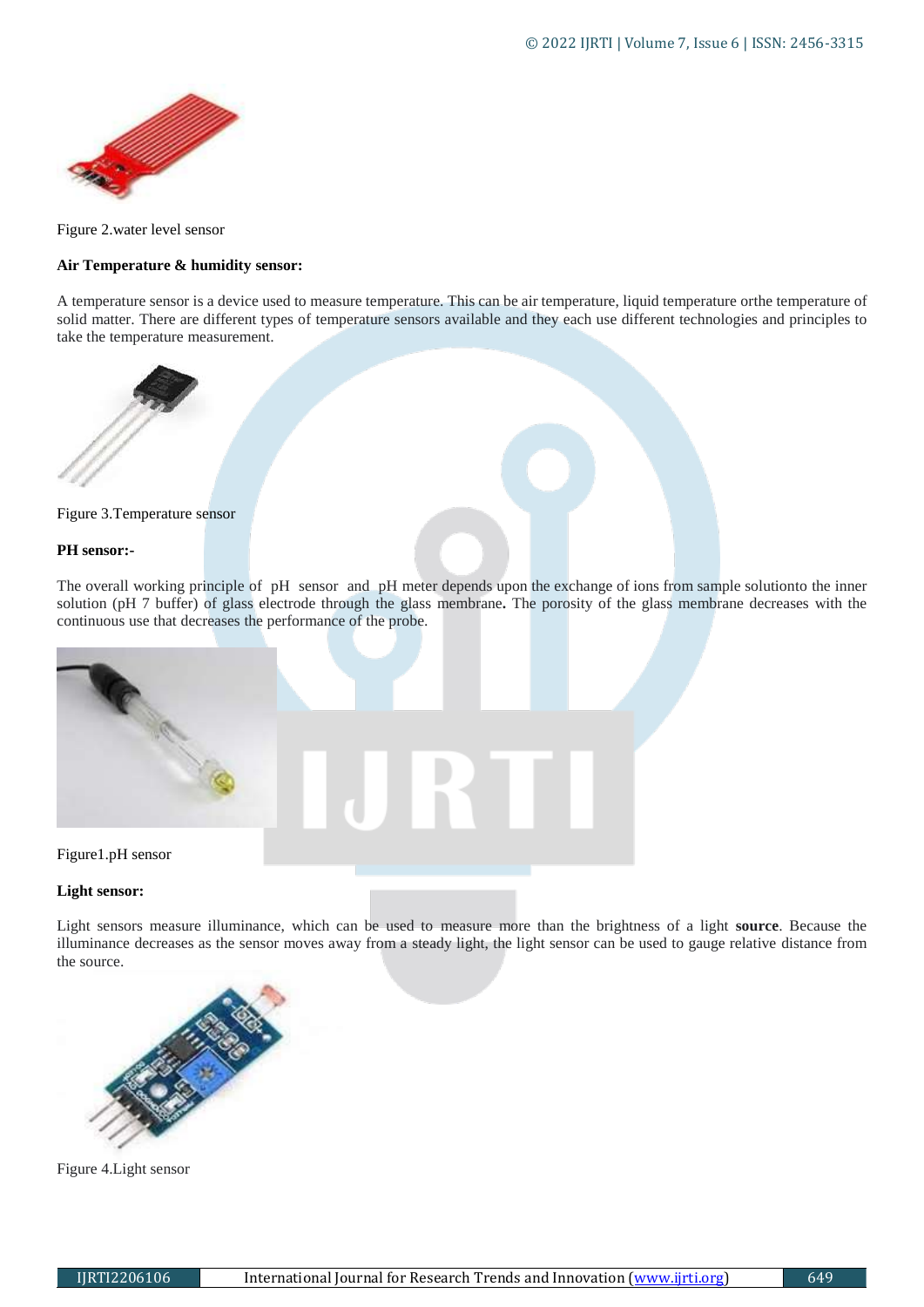Figure 2.water level sensor

**Air Temperature & humidity sensor:**

A temperature sensor is a device used to measure temperature. This can be air temperature, liquid temperature orthe temperature of solid matter. There are different types of temperature sensors available and they each use different technologies and principles to take the temperature measurement.

Figure 3.Temperature sensor

**PH sensor:-**

The overall working principle of pH sensor and pH meter depends upon the exchange of ions from sample solutionto the inner solution (pH 7 buffer) of glass electrode through the glass membrane**.** The porosity of the glass membrane decreases with the continuous use that decreases the performance of the probe.

Figure1.pH sensor

**Light sensor:**

Light sensors measure illuminance, which can be used to measure more than the brightness of a light **source**. Because the illuminance decreases as the sensor moves away from a steady light, the light sensor can be used to gauge relative distance from the source.

Figure 4.Light sensor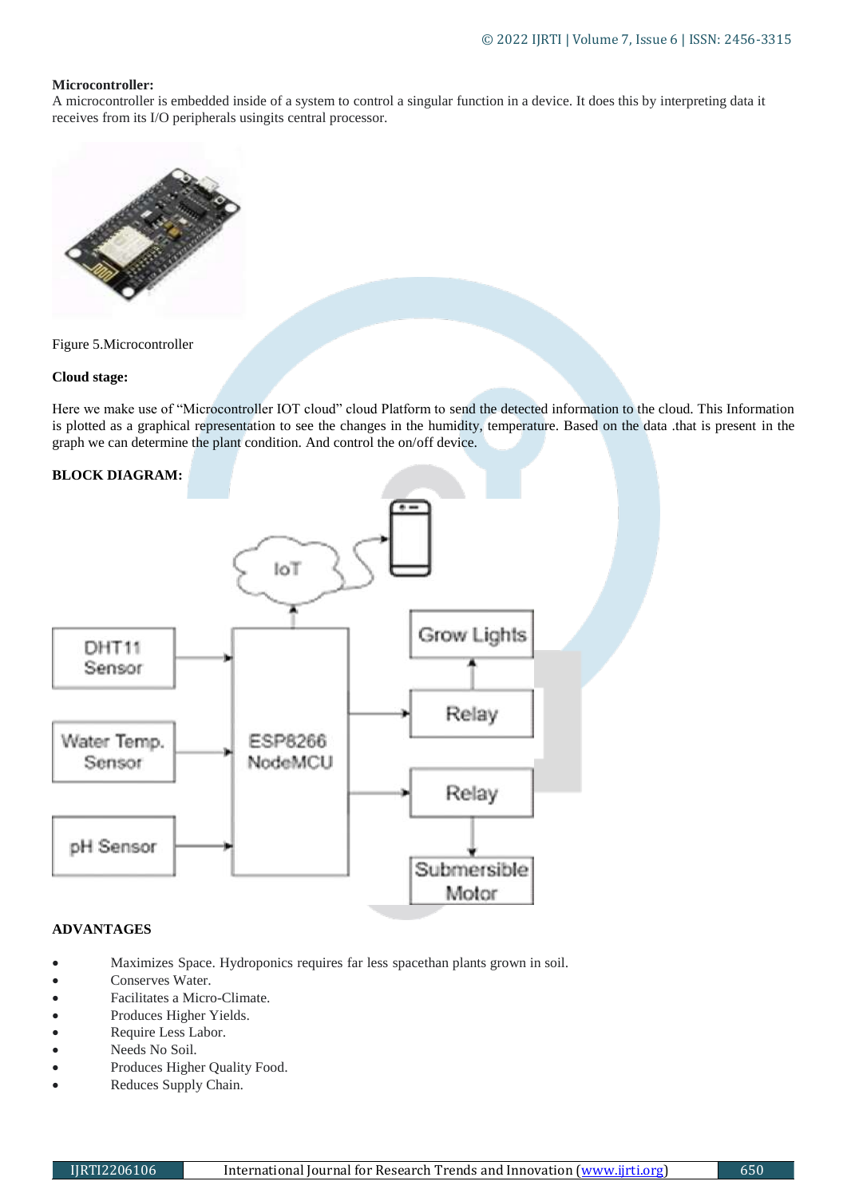**Microcontroller:**
A microcontroller is embedded inside of a system to control a singular function in a device. It does this by interpreting data it receives from its I/O peripherals usingits central processor.

Figure 5.Microcontroller

**Cloud stage:**

Here we make use of "Microcontroller IOT cloud" cloud Platform to send the detected information to the cloud. This Information is plotted as a graphical representation to see the changes in the humidity, temperature. Based on the data .that is present in the graph we can determine the plant condition. And control the on/off device.

**BLOCK DIAGRAM:**

**ADVANTAGES**

- Maximizes Space. Hydroponics requires far less spacethan plants grown in soil.
- Conserves Water.
- Facilitates a Micro-Climate.
- Produces Higher Yields.
- Require Less Labor.
- Needs No Soil.
- Produces Higher Quality Food.
- Reduces Supply Chain.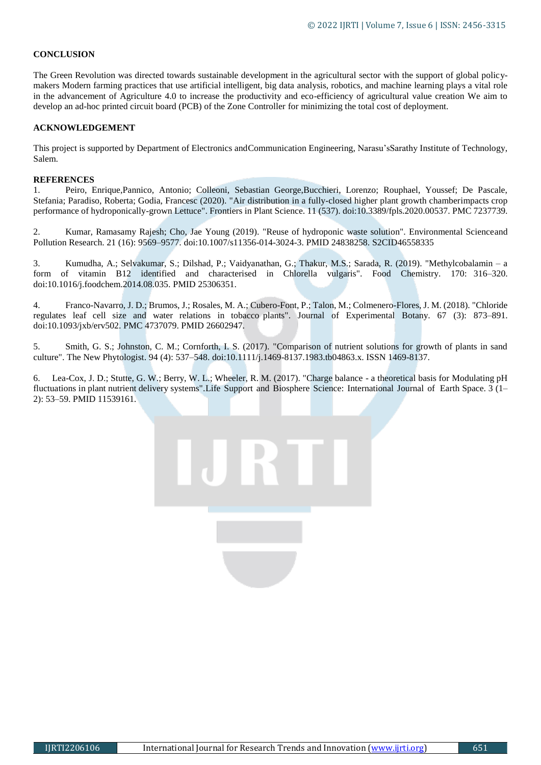## CONCLUSION

The Green Revolution was directed towards sustainable development in the agricultural sector with the support of global policy-makers Modern farming practices that use artificial intelligent, big data analysis, robotics, and machine learning plays a vital role in the advancement of Agriculture 4.0 to increase the productivity and eco-efficiency of agricultural value creation We aim to develop an ad-hoc printed circuit board (PCB) of the Zone Controller for minimizing the total cost of deployment.

## ACKNOWLEDGEMENT

This project is supported by Department of Electronics andCommunication Engineering, Narasu'sSarathy Institute of Technology, Salem.

## REFERENCES

1. Peiro, Enrique,Pannico, Antonio; Colleoni, Sebastian George,Bucchieri, Lorenzo; Rouphael, Youssef; De Pascale, Stefania; Paradiso, Roberta; Godia, Francesc (2020). "Air distribution in a fully-closed higher plant growth chamberimpacts crop performance of hydroponically-grown Lettuce". Frontiers in Plant Science. 11 (537). doi:10.3389/fpls.2020.00537. PMC 7237739.

2. Kumar, Ramasamy Rajesh; Cho, Jae Young (2019). "Reuse of hydroponic waste solution". Environmental Scienceand Pollution Research. 21 (16): 9569–9577. doi:10.1007/s11356-014-3024-3. PMID 24838258. S2CID46558335

3. Kumudha, A.; Selvakumar, S.; Dilshad, P.; Vaidyanathan, G.; Thakur, M.S.; Sarada, R. (2019). "Methylcobalamin – a form of vitamin B12 identified and characterised in Chlorella vulgaris". Food Chemistry. 170: 316–320. doi:10.1016/j.foodchem.2014.08.035. PMID 25306351.

4. Franco-Navarro, J. D.; Brumos, J.; Rosales, M. A.; Cubero-Font, P.; Talon, M.; Colmenero-Flores, J. M. (2018). "Chloride regulates leaf cell size and water relations in tobacco plants". Journal of Experimental Botany. 67 (3): 873–891. doi:10.1093/jxb/erv502. PMC 4737079. PMID 26602947.

5. Smith, G. S.; Johnston, C. M.; Cornforth, I. S. (2017). "Comparison of nutrient solutions for growth of plants in sand culture". The New Phytologist. 94 (4): 537–548. doi:10.1111/j.1469-8137.1983.tb04863.x. ISSN 1469-8137.

6. Lea-Cox, J. D.; Stutte, G. W.; Berry, W. L.; Wheeler, R. M. (2017). "Charge balance - a theoretical basis for Modulating pH fluctuations in plant nutrient delivery systems".Life Support and Biosphere Science: International Journal of Earth Space. 3 (1–2): 53–59. PMID 11539161.